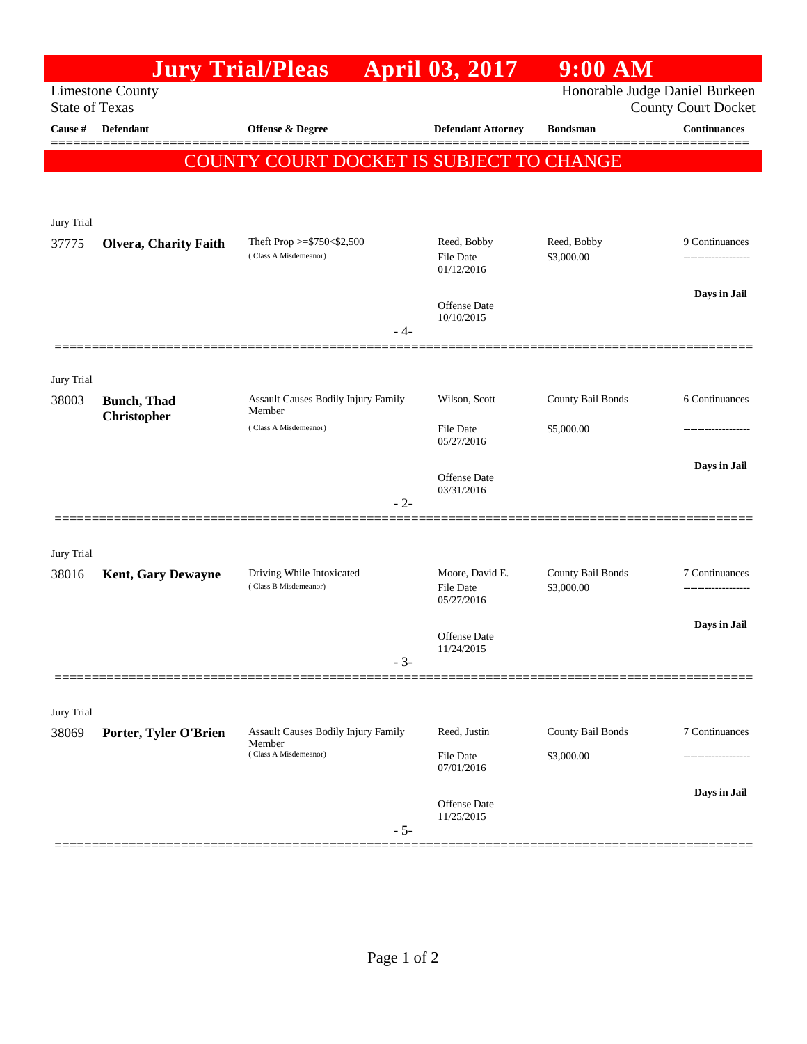# Jury Trial/Pleas April 03, 2017 9:00 AM

Limestone County
State of Texas

Honorable Judge Daniel Burkeen
County Court Docket

**COUNTY COURT DOCKET IS SUBJECT TO CHANGE**

| Cause # | Defendant | Offense & Degree | Defendant Attorney | Bondsman | Continuances |
|---|---|---|---|---|---|
| Jury Trial | | | | | |
| 37775 | **Olvera, Charity Faith** | Theft Prop >=$750<$2,500 (Class A Misdemeanor) | Reed, Bobby<br>File Date 01/12/2016<br>Offense Date 10/10/2015 | Reed, Bobby<br>$3,000.00 | 9 Continuances<br>-------------------<br>**Days in Jail** |
| | | - 4- | | | |
| Jury Trial | | | | | |
| 38003 | **Bunch, Thad Christopher** | Assault Causes Bodily Injury Family Member (Class A Misdemeanor) | Wilson, Scott<br>File Date 05/27/2016<br>Offense Date 03/31/2016 | County Bail Bonds<br>$5,000.00 | 6 Continuances<br>-------------------<br>**Days in Jail** |
| | | - 2- | | | |
| Jury Trial | | | | | |
| 38016 | **Kent, Gary Dewayne** | Driving While Intoxicated (Class B Misdemeanor) | Moore, David E.<br>File Date 05/27/2016<br>Offense Date 11/24/2015 | County Bail Bonds<br>$3,000.00 | 7 Continuances<br>-------------------<br>**Days in Jail** |
| | | - 3- | | | |
| Jury Trial | | | | | |
| 38069 | **Porter, Tyler O'Brien** | Assault Causes Bodily Injury Family Member (Class A Misdemeanor) | Reed, Justin<br>File Date 07/01/2016<br>Offense Date 11/25/2015 | County Bail Bonds<br>$3,000.00 | 7 Continuances<br>-------------------<br>**Days in Jail** |
| | | - 5- | | | |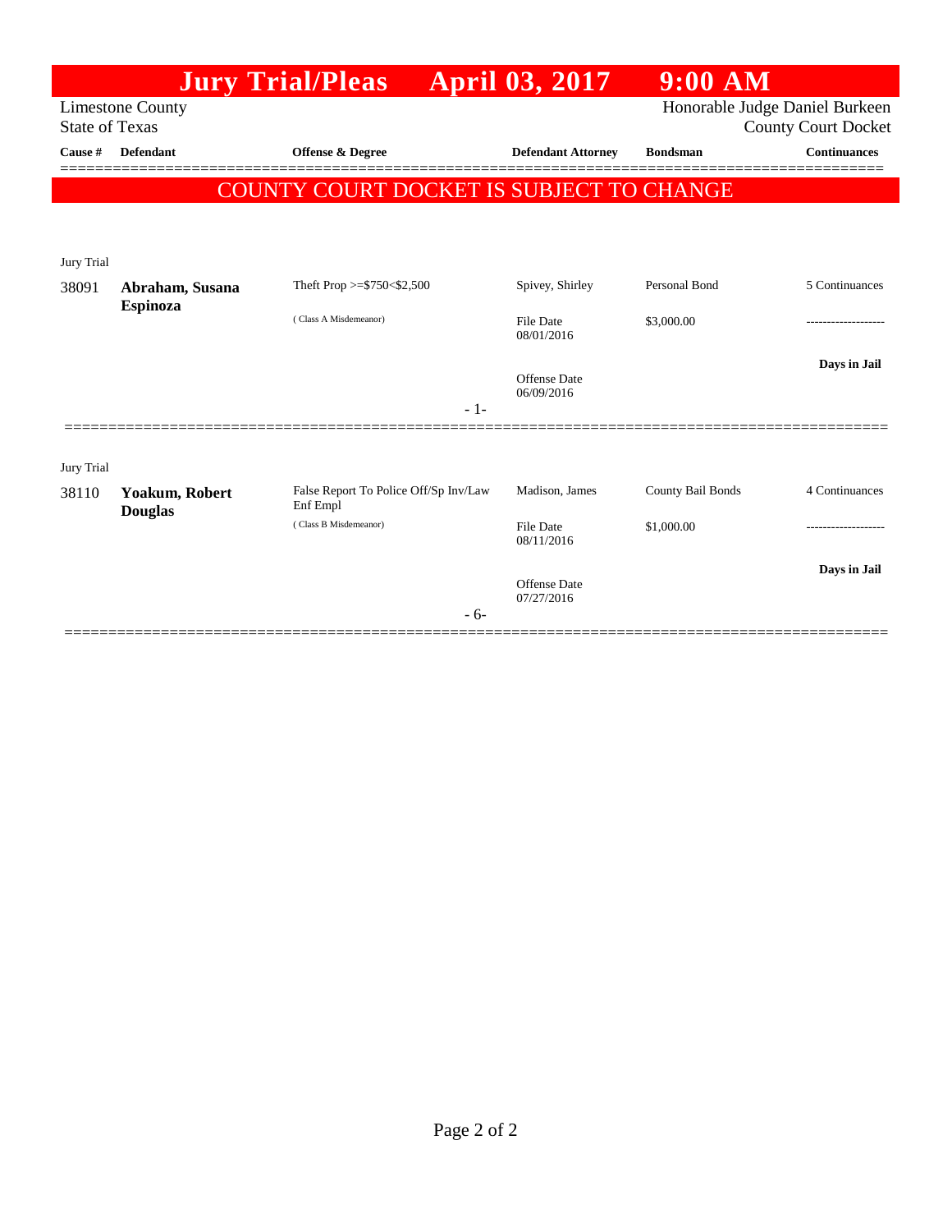# Jury Trial/Pleas April 03, 2017 9:00 AM

Limestone County
State of Texas

Honorable Judge Daniel Burkeen
County Court Docket

| Cause # | Defendant | Offense & Degree | Defendant Attorney | Bondsman | Continuances |
|---|---|---|---|---|---|

## COUNTY COURT DOCKET IS SUBJECT TO CHANGE

Jury Trial

| Cause # | Defendant | Offense & Degree | Defendant Attorney | Bondsman | Continuances |
|---|---|---|---|---|---|
| 38091 | **Abraham, Susana Espinoza** | Theft Prop >=$750<$2,500 | Spivey, Shirley | Personal Bond | 5 Continuances |
| | | ( Class A Misdemeanor) | File Date 08/01/2016 | $3,000.00 | ------------------- |
| | | | Offense Date 06/09/2016 | | **Days in Jail** |

- 1-

Jury Trial

| Cause # | Defendant | Offense & Degree | Defendant Attorney | Bondsman | Continuances |
|---|---|---|---|---|---|
| 38110 | **Yoakum, Robert Douglas** | False Report To Police Off/Sp Inv/Law Enf Empl | Madison, James | County Bail Bonds | 4 Continuances |
| | | ( Class B Misdemeanor) | File Date 08/11/2016 | $1,000.00 | ------------------- |
| | | | Offense Date 07/27/2016 | | **Days in Jail** |

- 6-